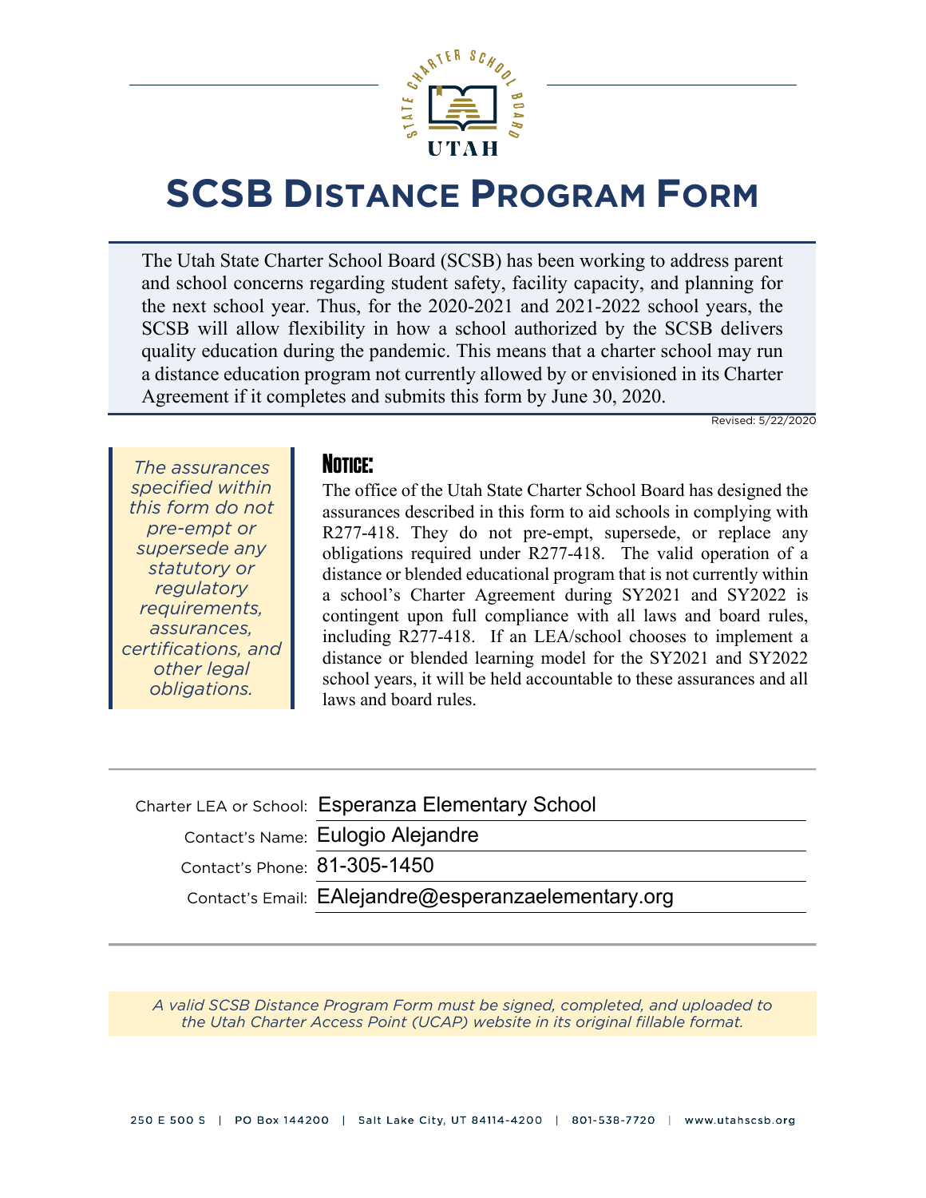# SCSB Distance Program Form

The Utah State Charter School Board (SCSB) has been working to address parent and school concerns regarding student safety, facility capacity, and planning for the next school year. Thus, for the 2020-2021 and 2021-2022 school years, the SCSB will allow flexibility in how a school authorized by the SCSB delivers quality education during the pandemic. This means that a charter school may run a distance education program not currently allowed by or envisioned in its Charter Agreement if it completes and submits this form by June 30, 2020.

Revised: 5/22/2020

*The assurances specified within this form do not pre-empt or supersede any statutory or regulatory requirements, assurances, certifications, and other legal obligations.*

## Notice:

The office of the Utah State Charter School Board has designed the assurances described in this form to aid schools in complying with R277-418. They do not pre-empt, supersede, or replace any obligations required under R277-418. The valid operation of a distance or blended educational program that is not currently within a school's Charter Agreement during SY2021 and SY2022 is contingent upon full compliance with all laws and board rules, including R277-418. If an LEA/school chooses to implement a distance or blended learning model for the SY2021 and SY2022 school years, it will be held accountable to these assurances and all laws and board rules.

Charter LEA or School: Esperanza Elementary School

Contact's Name: Eulogio Alejandre

Contact's Phone: 81-305-1450

Contact's Email: EAlejandre@esperanzaelementary.org

*A valid SCSB Distance Program Form must be signed, completed, and uploaded to the Utah Charter Access Point (UCAP) website in its original fillable format.*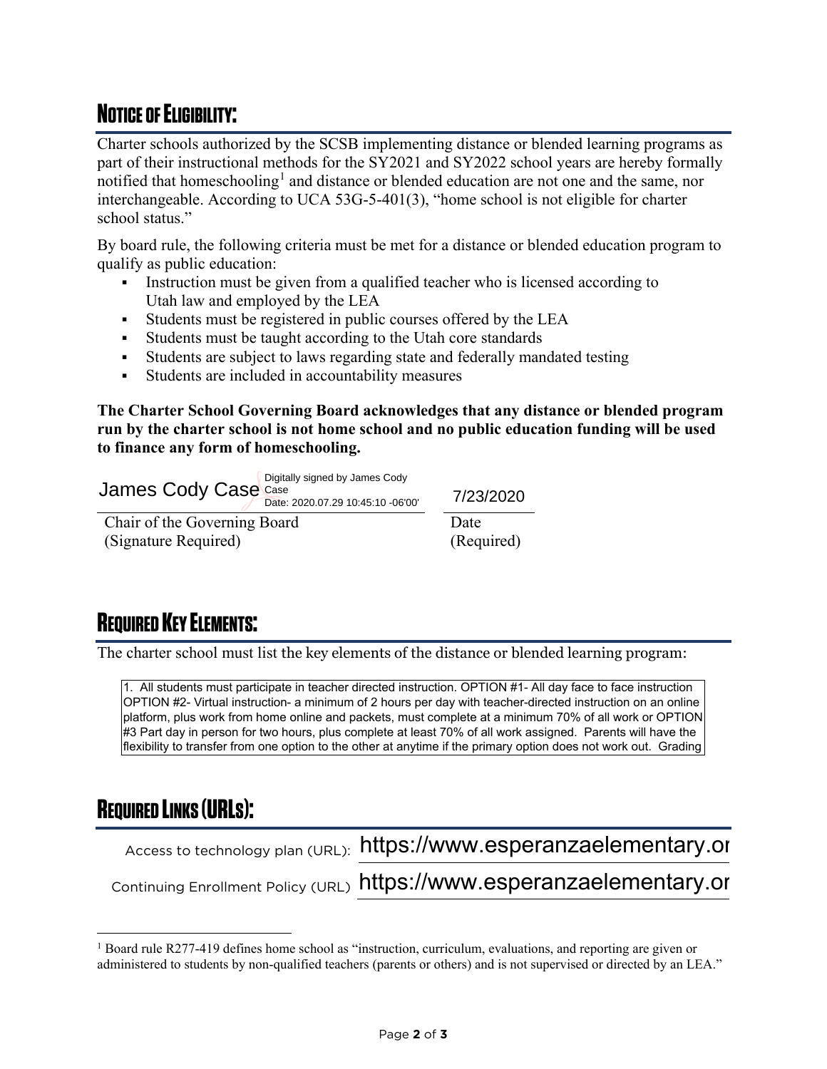## NOTICE OF ELIGIBILITY:

Charter schools authorized by the SCSB implementing distance or blended learning programs as part of their instructional methods for the SY2021 and SY2022 school years are hereby formally notified that homeschooling[1] and distance or blended education are not one and the same, nor interchangeable. According to UCA 53G-5-401(3), "home school is not eligible for charter school status."

By board rule, the following criteria must be met for a distance or blended education program to qualify as public education:

- Instruction must be given from a qualified teacher who is licensed according to Utah law and employed by the LEA
- Students must be registered in public courses offered by the LEA
- Students must be taught according to the Utah core standards
- Students are subject to laws regarding state and federally mandated testing
- Students are included in accountability measures

**The Charter School Governing Board acknowledges that any distance or blended program run by the charter school is not home school and no public education funding will be used to finance any form of homeschooling.**

James Cody Case — Digitally signed by James Cody Case Date: 2020.07.29 10:45:10 -06'00'

Chair of the Governing Board (Signature Required)

7/23/2020

Date (Required)

## REQUIRED KEY ELEMENTS:

The charter school must list the key elements of the distance or blended learning program:

1. All students must participate in teacher directed instruction. OPTION #1- All day face to face instruction OPTION #2- Virtual instruction- a minimum of 2 hours per day with teacher-directed instruction on an online platform, plus work from home online and packets, must complete at a minimum 70% of all work or OPTION #3 Part day in person for two hours, plus complete at least 70% of all work assigned. Parents will have the flexibility to transfer from one option to the other at anytime if the primary option does not work out. Grading

## REQUIRED LINKS (URLS):

Access to technology plan (URL): https://www.esperanzaelementary.or

Continuing Enrollment Policy (URL) https://www.esperanzaelementary.or

[1] Board rule R277-419 defines home school as "instruction, curriculum, evaluations, and reporting are given or administered to students by non-qualified teachers (parents or others) and is not supervised or directed by an LEA."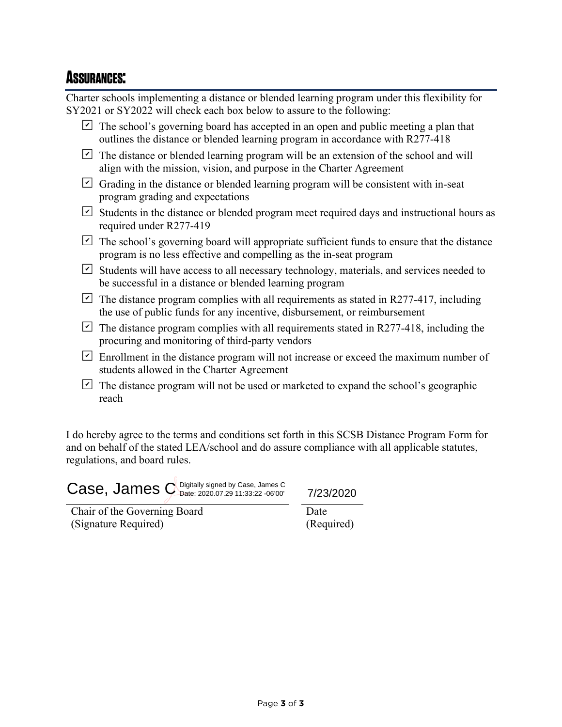## ASSURANCES:

Charter schools implementing a distance or blended learning program under this flexibility for SY2021 or SY2022 will check each box below to assure to the following:

- ☑ The school's governing board has accepted in an open and public meeting a plan that outlines the distance or blended learning program in accordance with R277-418
- ☑ The distance or blended learning program will be an extension of the school and will align with the mission, vision, and purpose in the Charter Agreement
- ☑ Grading in the distance or blended learning program will be consistent with in-seat program grading and expectations
- ☑ Students in the distance or blended program meet required days and instructional hours as required under R277-419
- ☑ The school's governing board will appropriate sufficient funds to ensure that the distance program is no less effective and compelling as the in-seat program
- ☑ Students will have access to all necessary technology, materials, and services needed to be successful in a distance or blended learning program
- ☑ The distance program complies with all requirements as stated in R277-417, including the use of public funds for any incentive, disbursement, or reimbursement
- ☑ The distance program complies with all requirements stated in R277-418, including the procuring and monitoring of third-party vendors
- ☑ Enrollment in the distance program will not increase or exceed the maximum number of students allowed in the Charter Agreement
- ☑ The distance program will not be used or marketed to expand the school's geographic reach

I do hereby agree to the terms and conditions set forth in this SCSB Distance Program Form for and on behalf of the stated LEA/school and do assure compliance with all applicable statutes, regulations, and board rules.

Case, James C Digitally signed by Case, James C Date: 2020.07.29 11:33:22 -06'00'

Chair of the Governing Board
(Signature Required)

7/23/2020

Date
(Required)